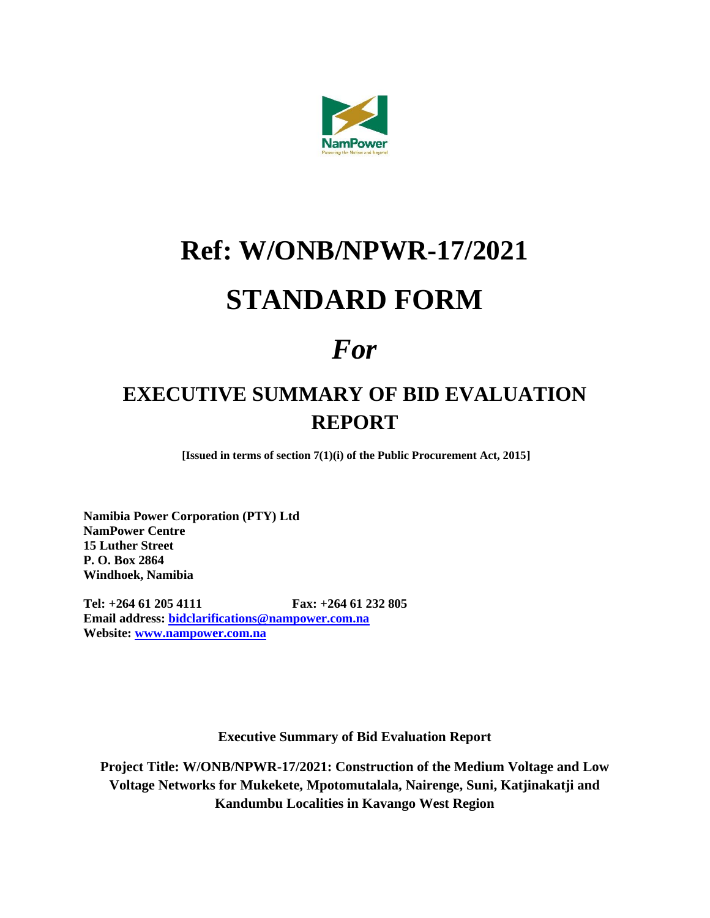NamPower

Powering the Nation and beyond

# Ref: W/ONB/NPWR-17/2021

# STANDARD FORM

# *For*

## EXECUTIVE SUMMARY OF BID EVALUATION REPORT

**[Issued in terms of section 7(1)(i) of the Public Procurement Act, 2015]**

**Namibia Power Corporation (PTY) Ltd**
**NamPower Centre**
**15 Luther Street**
**P. O. Box 2864**
**Windhoek, Namibia**

**Tel: +264 61 205 4111 Fax: +264 61 232 805**
**Email address: bidclarifications@nampower.com.na**
**Website: www.nampower.com.na**

**Executive Summary of Bid Evaluation Report**

**Project Title: W/ONB/NPWR-17/2021: Construction of the Medium Voltage and Low Voltage Networks for Mukekete, Mpotomutalala, Nairenge, Suni, Katjinakatji and Kandumbu Localities in Kavango West Region**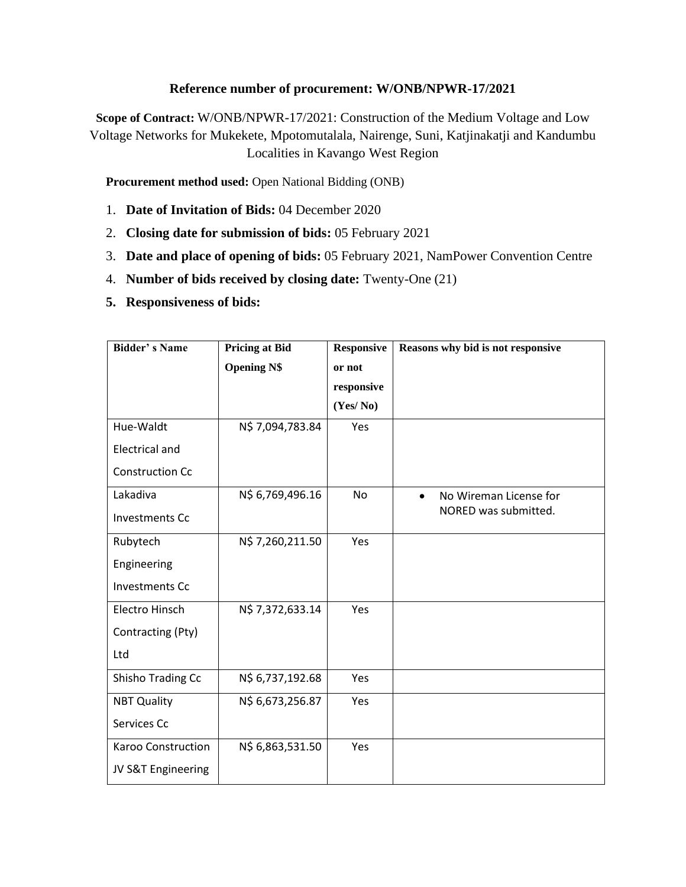**Reference number of procurement: W/ONB/NPWR-17/2021**

**Scope of Contract:** W/ONB/NPWR-17/2021: Construction of the Medium Voltage and Low Voltage Networks for Mukekete, Mpotomutalala, Nairenge, Suni, Katjinakatji and Kandumbu Localities in Kavango West Region

**Procurement method used:** Open National Bidding (ONB)

1. **Date of Invitation of Bids:** 04 December 2020
2. **Closing date for submission of bids:** 05 February 2021
3. **Date and place of opening of bids:** 05 February 2021, NamPower Convention Centre
4. **Number of bids received by closing date:** Twenty-One (21)
5. **Responsiveness of bids:**

| Bidder' s Name | Pricing at Bid Opening N$ | Responsive or not responsive (Yes/ No) | Reasons why bid is not responsive |
|---|---|---|---|
| Hue-Waldt Electrical and Construction Cc | N$ 7,094,783.84 | Yes | |
| Lakadiva Investments Cc | N$ 6,769,496.16 | No | • No Wireman License for NORED was submitted. |
| Rubytech Engineering Investments Cc | N$ 7,260,211.50 | Yes | |
| Electro Hinsch Contracting (Pty) Ltd | N$ 7,372,633.14 | Yes | |
| Shisho Trading Cc | N$ 6,737,192.68 | Yes | |
| NBT Quality Services Cc | N$ 6,673,256.87 | Yes | |
| Karoo Construction JV S&T Engineering | N$ 6,863,531.50 | Yes | |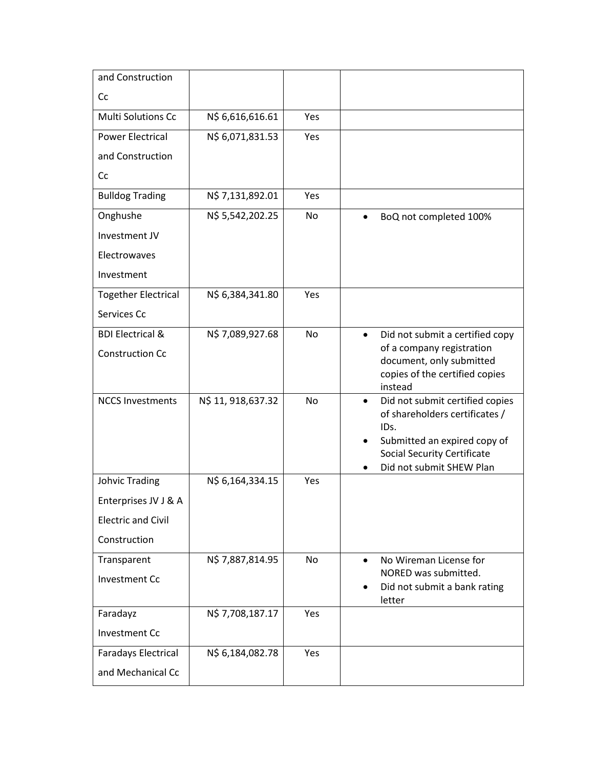| and Construction Cc | | | |
|---|---|---|---|
| Multi Solutions Cc | N$ 6,616,616.61 | Yes | |
| Power Electrical and Construction Cc | N$ 6,071,831.53 | Yes | |
| Bulldog Trading | N$ 7,131,892.01 | Yes | |
| Onghushe Investment JV Electrowaves Investment | N$ 5,542,202.25 | No | • BoQ not completed 100% |
| Together Electrical Services Cc | N$ 6,384,341.80 | Yes | |
| BDI Electrical & Construction Cc | N$ 7,089,927.68 | No | • Did not submit a certified copy of a company registration document, only submitted copies of the certified copies instead |
| NCCS Investments | N$ 11, 918,637.32 | No | • Did not submit certified copies of shareholders certificates / IDs. <br> • Submitted an expired copy of Social Security Certificate <br> • Did not submit SHEW Plan |
| Johvic Trading Enterprises JV J & A Electric and Civil Construction | N$ 6,164,334.15 | Yes | |
| Transparent Investment Cc | N$ 7,887,814.95 | No | • No Wireman License for NORED was submitted. <br> • Did not submit a bank rating letter |
| Faradayz Investment Cc | N$ 7,708,187.17 | Yes | |
| Faradays Electrical and Mechanical Cc | N$ 6,184,082.78 | Yes | |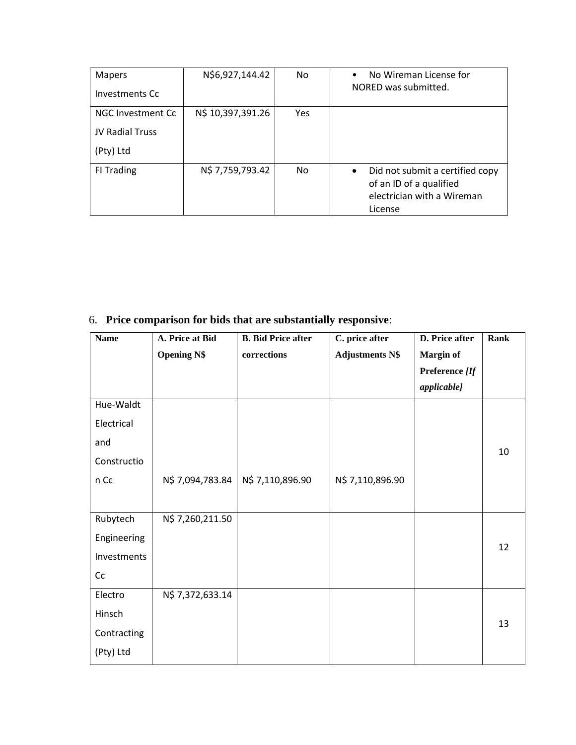| Mapers Investments Cc | N$6,927,144.42 | No | • No Wireman License for NORED was submitted. |
|---|---|---|---|
| NGC Investment Cc JV Radial Truss (Pty) Ltd | N$ 10,397,391.26 | Yes | |
| FI Trading | N$ 7,759,793.42 | No | • Did not submit a certified copy of an ID of a qualified electrician with a Wireman License |

6. **Price comparison for bids that are substantially responsive**:

| **Name** | **A. Price at Bid Opening N$** | **B. Bid Price after corrections** | **C. price after Adjustments N$** | **D. Price after Margin of Preference *[If applicable]*** | **Rank** |
|---|---|---|---|---|---|
| Hue-Waldt Electrical and Constructio n Cc | N$ 7,094,783.84 | N$ 7,110,896.90 | N$ 7,110,896.90 | | 10 |
| Rubytech Engineering Investments Cc | N$ 7,260,211.50 | | | | 12 |
| Electro Hinsch Contracting (Pty) Ltd | N$ 7,372,633.14 | | | | 13 |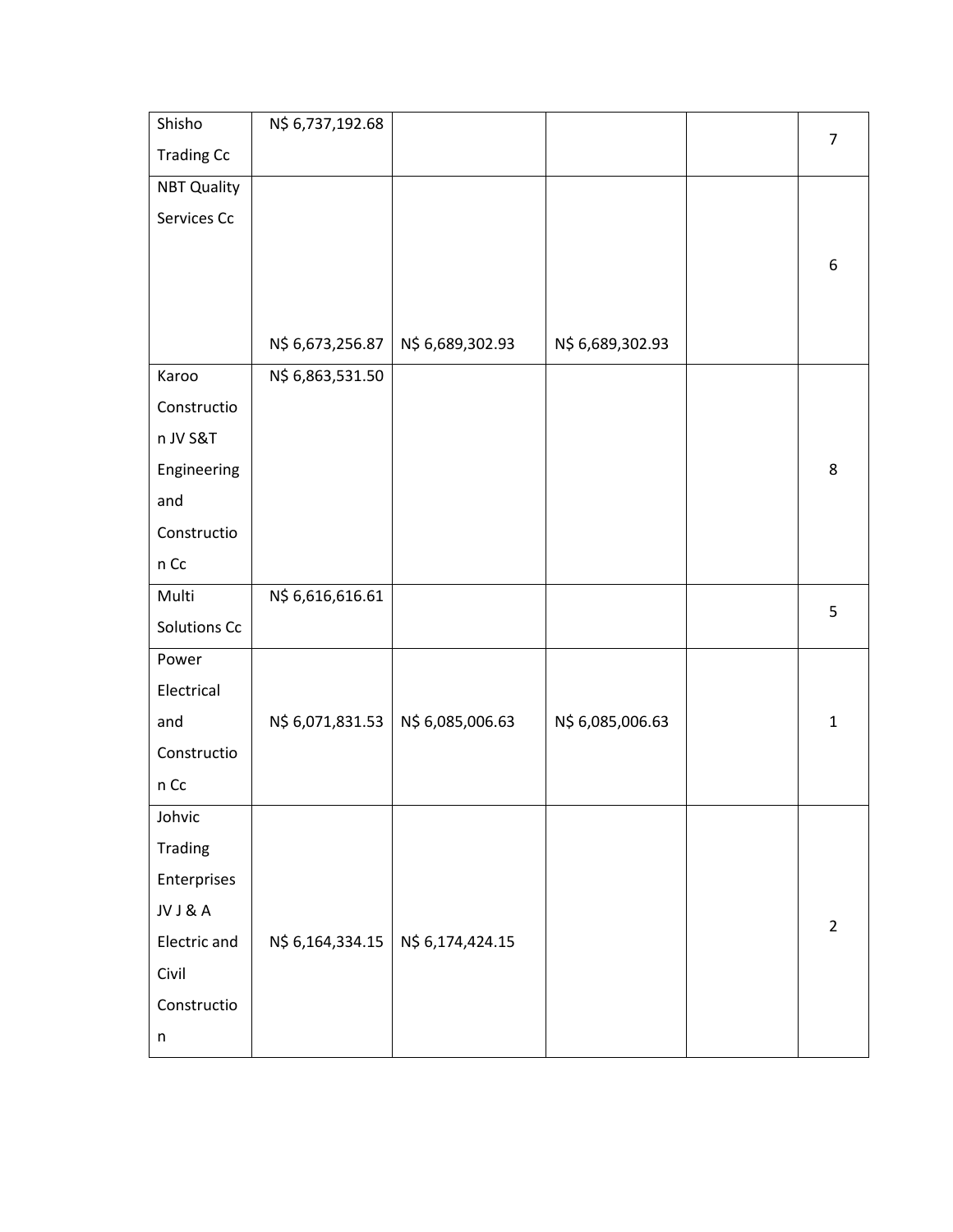| | | | | | |
|---|---|---|---|---|---|
| Shisho Trading Cc | N$ 6,737,192.68 | | | | 7 |
| NBT Quality Services Cc | N$ 6,673,256.87 | N$ 6,689,302.93 | N$ 6,689,302.93 | | 6 |
| Karoo Construction JV S&T Engineering and Construction Cc | N$ 6,863,531.50 | | | | 8 |
| Multi Solutions Cc | N$ 6,616,616.61 | | | | 5 |
| Power Electrical and Construction Cc | N$ 6,071,831.53 | N$ 6,085,006.63 | N$ 6,085,006.63 | | 1 |
| Johvic Trading Enterprises JV J & A Electric and Civil Construction | N$ 6,164,334.15 | N$ 6,174,424.15 | | | 2 |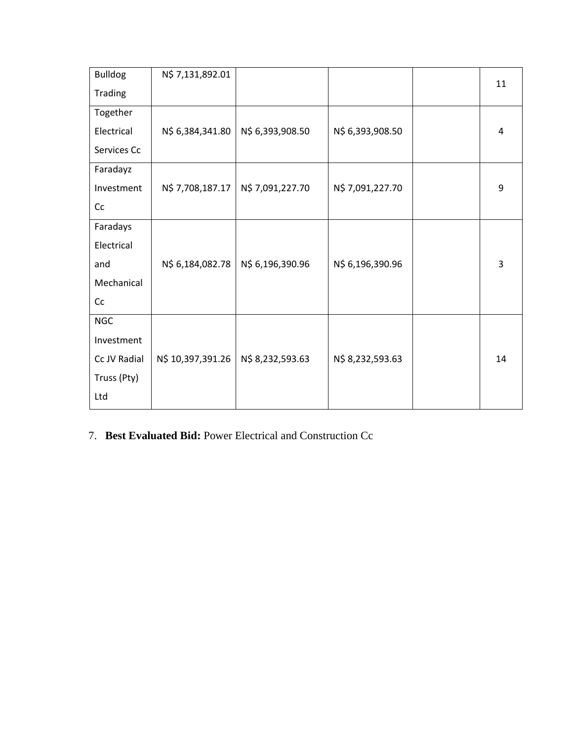| | | | | | |
|---|---|---|---|---|---|
| Bulldog Trading | N$ 7,131,892.01 | | | | 11 |
| Together Electrical Services Cc | N$ 6,384,341.80 | N$ 6,393,908.50 | N$ 6,393,908.50 | | 4 |
| Faradayz Investment Cc | N$ 7,708,187.17 | N$ 7,091,227.70 | N$ 7,091,227.70 | | 9 |
| Faradays Electrical and Mechanical Cc | N$ 6,184,082.78 | N$ 6,196,390.96 | N$ 6,196,390.96 | | 3 |
| NGC Investment Cc JV Radial Truss (Pty) Ltd | N$ 10,397,391.26 | N$ 8,232,593.63 | N$ 8,232,593.63 | | 14 |

7. **Best Evaluated Bid:** Power Electrical and Construction Cc